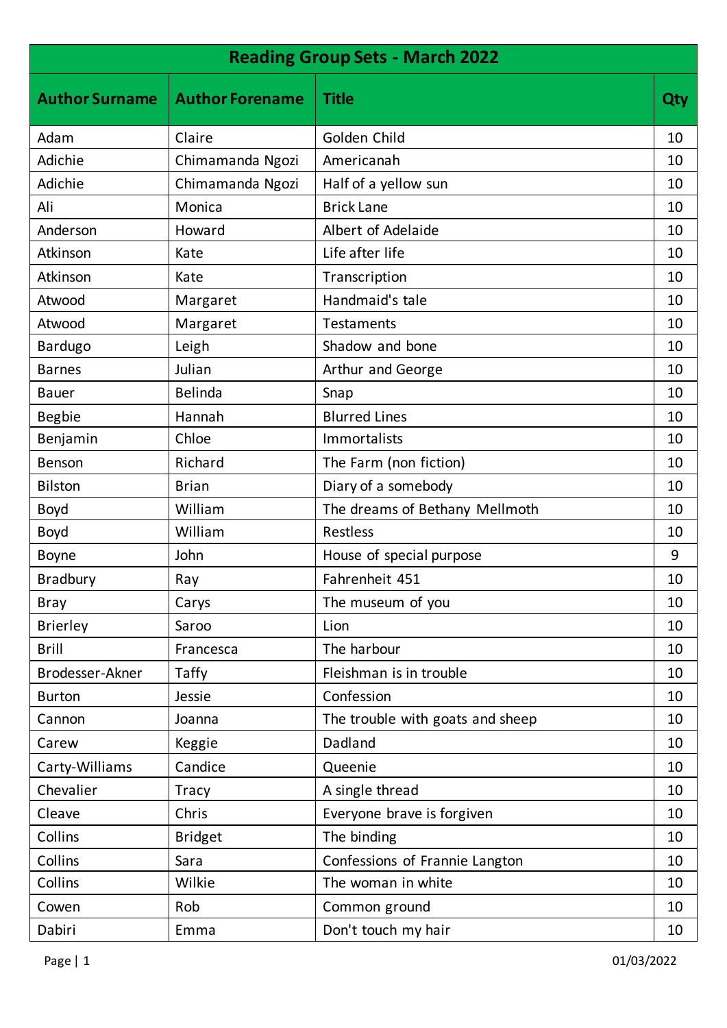| Reading Group Sets - March 2022 | | | |
|---|---|---|---|
| **Author Surname** | **Author Forename** | **Title** | **Qty** |
| Adam | Claire | Golden Child | 10 |
| Adichie | Chimamanda Ngozi | Americanah | 10 |
| Adichie | Chimamanda Ngozi | Half of a yellow sun | 10 |
| Ali | Monica | Brick Lane | 10 |
| Anderson | Howard | Albert of Adelaide | 10 |
| Atkinson | Kate | Life after life | 10 |
| Atkinson | Kate | Transcription | 10 |
| Atwood | Margaret | Handmaid's tale | 10 |
| Atwood | Margaret | Testaments | 10 |
| Bardugo | Leigh | Shadow and bone | 10 |
| Barnes | Julian | Arthur and George | 10 |
| Bauer | Belinda | Snap | 10 |
| Begbie | Hannah | Blurred Lines | 10 |
| Benjamin | Chloe | Immortalists | 10 |
| Benson | Richard | The Farm (non fiction) | 10 |
| Bilston | Brian | Diary of a somebody | 10 |
| Boyd | William | The dreams of Bethany Mellmoth | 10 |
| Boyd | William | Restless | 10 |
| Boyne | John | House of special purpose | 9 |
| Bradbury | Ray | Fahrenheit 451 | 10 |
| Bray | Carys | The museum of you | 10 |
| Brierley | Saroo | Lion | 10 |
| Brill | Francesca | The harbour | 10 |
| Brodesser-Akner | Taffy | Fleishman is in trouble | 10 |
| Burton | Jessie | Confession | 10 |
| Cannon | Joanna | The trouble with goats and sheep | 10 |
| Carew | Keggie | Dadland | 10 |
| Carty-Williams | Candice | Queenie | 10 |
| Chevalier | Tracy | A single thread | 10 |
| Cleave | Chris | Everyone brave is forgiven | 10 |
| Collins | Bridget | The binding | 10 |
| Collins | Sara | Confessions of Frannie Langton | 10 |
| Collins | Wilkie | The woman in white | 10 |
| Cowen | Rob | Common ground | 10 |
| Dabiri | Emma | Don't touch my hair | 10 |

01/03/2022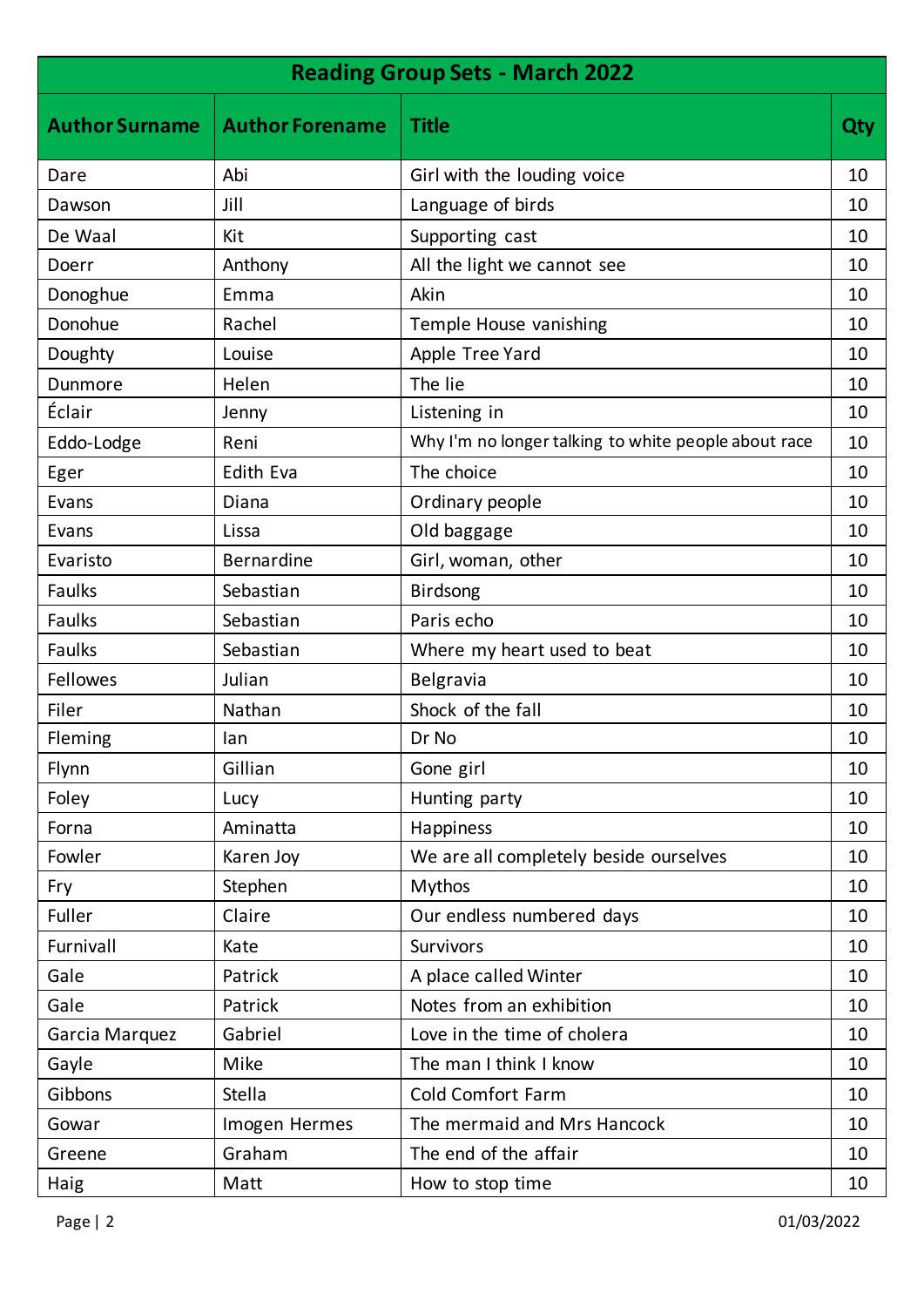| Reading Group Sets - March 2022 | | | |
|---|---|---|---|
| **Author Surname** | **Author Forename** | **Title** | **Qty** |
| Dare | Abi | Girl with the louding voice | 10 |
| Dawson | Jill | Language of birds | 10 |
| De Waal | Kit | Supporting cast | 10 |
| Doerr | Anthony | All the light we cannot see | 10 |
| Donoghue | Emma | Akin | 10 |
| Donohue | Rachel | Temple House vanishing | 10 |
| Doughty | Louise | Apple Tree Yard | 10 |
| Dunmore | Helen | The lie | 10 |
| Éclair | Jenny | Listening in | 10 |
| Eddo-Lodge | Reni | Why I'm no longer talking to white people about race | 10 |
| Eger | Edith Eva | The choice | 10 |
| Evans | Diana | Ordinary people | 10 |
| Evans | Lissa | Old baggage | 10 |
| Evaristo | Bernardine | Girl, woman, other | 10 |
| Faulks | Sebastian | Birdsong | 10 |
| Faulks | Sebastian | Paris echo | 10 |
| Faulks | Sebastian | Where my heart used to beat | 10 |
| Fellowes | Julian | Belgravia | 10 |
| Filer | Nathan | Shock of the fall | 10 |
| Fleming | Ian | Dr No | 10 |
| Flynn | Gillian | Gone girl | 10 |
| Foley | Lucy | Hunting party | 10 |
| Forna | Aminatta | Happiness | 10 |
| Fowler | Karen Joy | We are all completely beside ourselves | 10 |
| Fry | Stephen | Mythos | 10 |
| Fuller | Claire | Our endless numbered days | 10 |
| Furnivall | Kate | Survivors | 10 |
| Gale | Patrick | A place called Winter | 10 |
| Gale | Patrick | Notes from an exhibition | 10 |
| Garcia Marquez | Gabriel | Love in the time of cholera | 10 |
| Gayle | Mike | The man I think I know | 10 |
| Gibbons | Stella | Cold Comfort Farm | 10 |
| Gowar | Imogen Hermes | The mermaid and Mrs Hancock | 10 |
| Greene | Graham | The end of the affair | 10 |
| Haig | Matt | How to stop time | 10 |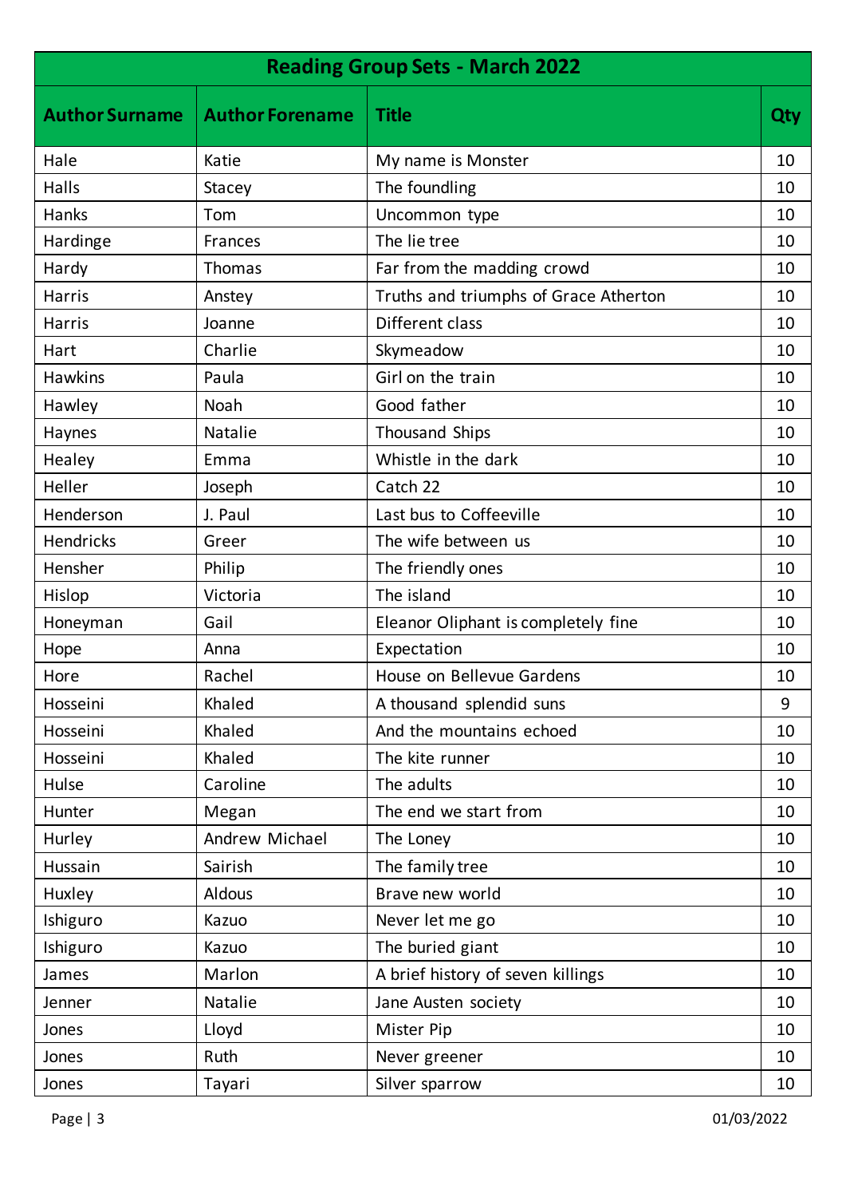| Reading Group Sets - March 2022 | | | |
|---|---|---|---|
| **Author Surname** | **Author Forename** | **Title** | **Qty** |
| Hale | Katie | My name is Monster | 10 |
| Halls | Stacey | The foundling | 10 |
| Hanks | Tom | Uncommon type | 10 |
| Hardinge | Frances | The lie tree | 10 |
| Hardy | Thomas | Far from the madding crowd | 10 |
| Harris | Anstey | Truths and triumphs of Grace Atherton | 10 |
| Harris | Joanne | Different class | 10 |
| Hart | Charlie | Skymeadow | 10 |
| Hawkins | Paula | Girl on the train | 10 |
| Hawley | Noah | Good father | 10 |
| Haynes | Natalie | Thousand Ships | 10 |
| Healey | Emma | Whistle in the dark | 10 |
| Heller | Joseph | Catch 22 | 10 |
| Henderson | J. Paul | Last bus to Coffeeville | 10 |
| Hendricks | Greer | The wife between us | 10 |
| Hensher | Philip | The friendly ones | 10 |
| Hislop | Victoria | The island | 10 |
| Honeyman | Gail | Eleanor Oliphant is completely fine | 10 |
| Hope | Anna | Expectation | 10 |
| Hore | Rachel | House on Bellevue Gardens | 10 |
| Hosseini | Khaled | A thousand splendid suns | 9 |
| Hosseini | Khaled | And the mountains echoed | 10 |
| Hosseini | Khaled | The kite runner | 10 |
| Hulse | Caroline | The adults | 10 |
| Hunter | Megan | The end we start from | 10 |
| Hurley | Andrew Michael | The Loney | 10 |
| Hussain | Sairish | The family tree | 10 |
| Huxley | Aldous | Brave new world | 10 |
| Ishiguro | Kazuo | Never let me go | 10 |
| Ishiguro | Kazuo | The buried giant | 10 |
| James | Marlon | A brief history of seven killings | 10 |
| Jenner | Natalie | Jane Austen society | 10 |
| Jones | Lloyd | Mister Pip | 10 |
| Jones | Ruth | Never greener | 10 |
| Jones | Tayari | Silver sparrow | 10 |

01/03/2022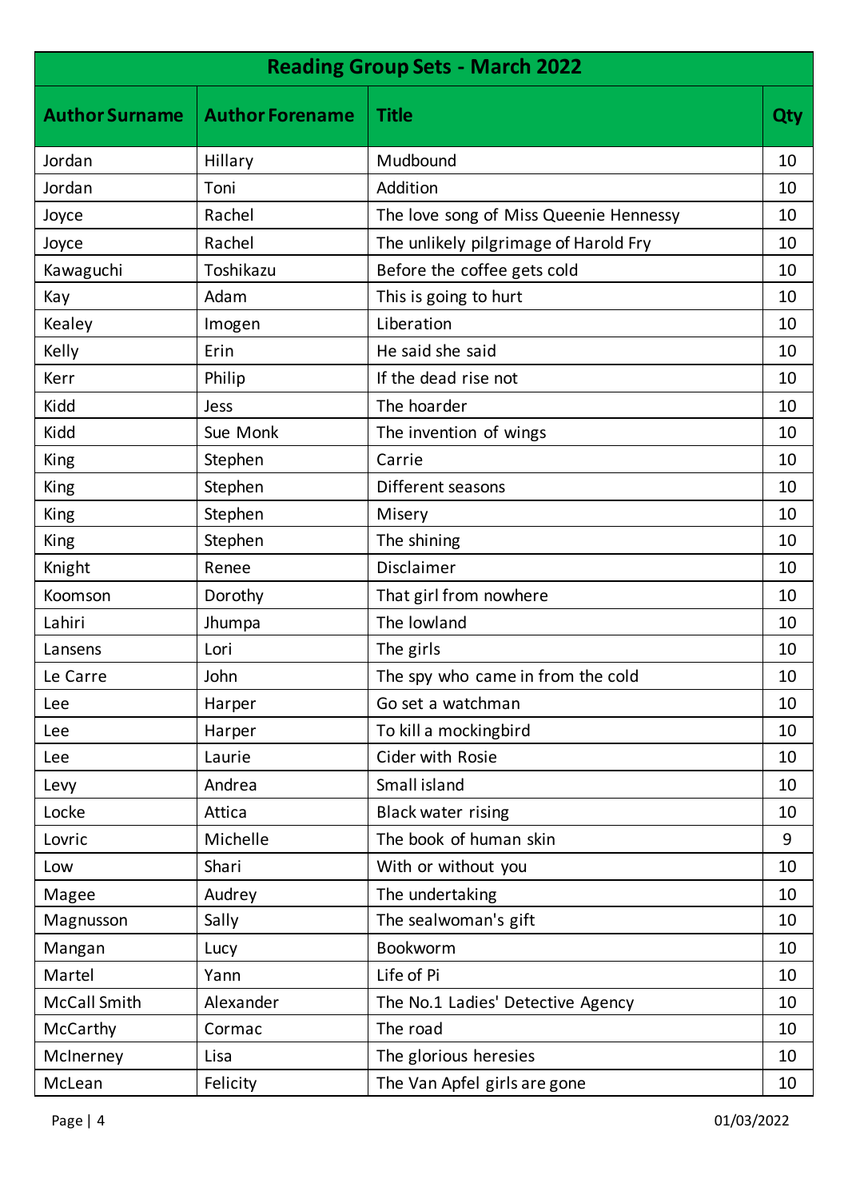| Reading Group Sets - March 2022 | | | |
|---|---|---|---|
| **Author Surname** | **Author Forename** | **Title** | **Qty** |
| Jordan | Hillary | Mudbound | 10 |
| Jordan | Toni | Addition | 10 |
| Joyce | Rachel | The love song of Miss Queenie Hennessy | 10 |
| Joyce | Rachel | The unlikely pilgrimage of Harold Fry | 10 |
| Kawaguchi | Toshikazu | Before the coffee gets cold | 10 |
| Kay | Adam | This is going to hurt | 10 |
| Kealey | Imogen | Liberation | 10 |
| Kelly | Erin | He said she said | 10 |
| Kerr | Philip | If the dead rise not | 10 |
| Kidd | Jess | The hoarder | 10 |
| Kidd | Sue Monk | The invention of wings | 10 |
| King | Stephen | Carrie | 10 |
| King | Stephen | Different seasons | 10 |
| King | Stephen | Misery | 10 |
| King | Stephen | The shining | 10 |
| Knight | Renee | Disclaimer | 10 |
| Koomson | Dorothy | That girl from nowhere | 10 |
| Lahiri | Jhumpa | The lowland | 10 |
| Lansens | Lori | The girls | 10 |
| Le Carre | John | The spy who came in from the cold | 10 |
| Lee | Harper | Go set a watchman | 10 |
| Lee | Harper | To kill a mockingbird | 10 |
| Lee | Laurie | Cider with Rosie | 10 |
| Levy | Andrea | Small island | 10 |
| Locke | Attica | Black water rising | 10 |
| Lovric | Michelle | The book of human skin | 9 |
| Low | Shari | With or without you | 10 |
| Magee | Audrey | The undertaking | 10 |
| Magnusson | Sally | The sealwoman's gift | 10 |
| Mangan | Lucy | Bookworm | 10 |
| Martel | Yann | Life of Pi | 10 |
| McCall Smith | Alexander | The No.1 Ladies' Detective Agency | 10 |
| McCarthy | Cormac | The road | 10 |
| McInerney | Lisa | The glorious heresies | 10 |
| McLean | Felicity | The Van Apfel girls are gone | 10 |

01/03/2022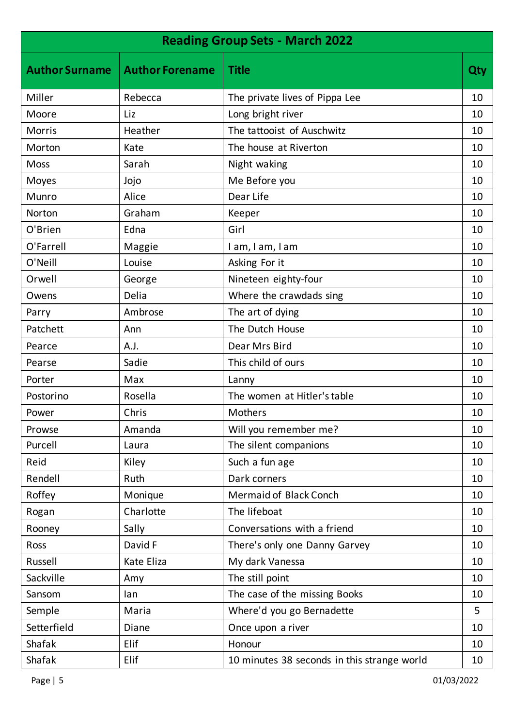| Reading Group Sets - March 2022 | | | |
|---|---|---|---|
| **Author Surname** | **Author Forename** | **Title** | **Qty** |
| Miller | Rebecca | The private lives of Pippa Lee | 10 |
| Moore | Liz | Long bright river | 10 |
| Morris | Heather | The tattooist of Auschwitz | 10 |
| Morton | Kate | The house at Riverton | 10 |
| Moss | Sarah | Night waking | 10 |
| Moyes | Jojo | Me Before you | 10 |
| Munro | Alice | Dear Life | 10 |
| Norton | Graham | Keeper | 10 |
| O'Brien | Edna | Girl | 10 |
| O'Farrell | Maggie | I am, I am, I am | 10 |
| O'Neill | Louise | Asking For it | 10 |
| Orwell | George | Nineteen eighty-four | 10 |
| Owens | Delia | Where the crawdads sing | 10 |
| Parry | Ambrose | The art of dying | 10 |
| Patchett | Ann | The Dutch House | 10 |
| Pearce | A.J. | Dear Mrs Bird | 10 |
| Pearse | Sadie | This child of ours | 10 |
| Porter | Max | Lanny | 10 |
| Postorino | Rosella | The women at Hitler's table | 10 |
| Power | Chris | Mothers | 10 |
| Prowse | Amanda | Will you remember me? | 10 |
| Purcell | Laura | The silent companions | 10 |
| Reid | Kiley | Such a fun age | 10 |
| Rendell | Ruth | Dark corners | 10 |
| Roffey | Monique | Mermaid of Black Conch | 10 |
| Rogan | Charlotte | The lifeboat | 10 |
| Rooney | Sally | Conversations with a friend | 10 |
| Ross | David F | There's only one Danny Garvey | 10 |
| Russell | Kate Eliza | My dark Vanessa | 10 |
| Sackville | Amy | The still point | 10 |
| Sansom | Ian | The case of the missing Books | 10 |
| Semple | Maria | Where'd you go Bernadette | 5 |
| Setterfield | Diane | Once upon a river | 10 |
| Shafak | Elif | Honour | 10 |
| Shafak | Elif | 10 minutes 38 seconds in this strange world | 10 |

01/03/2022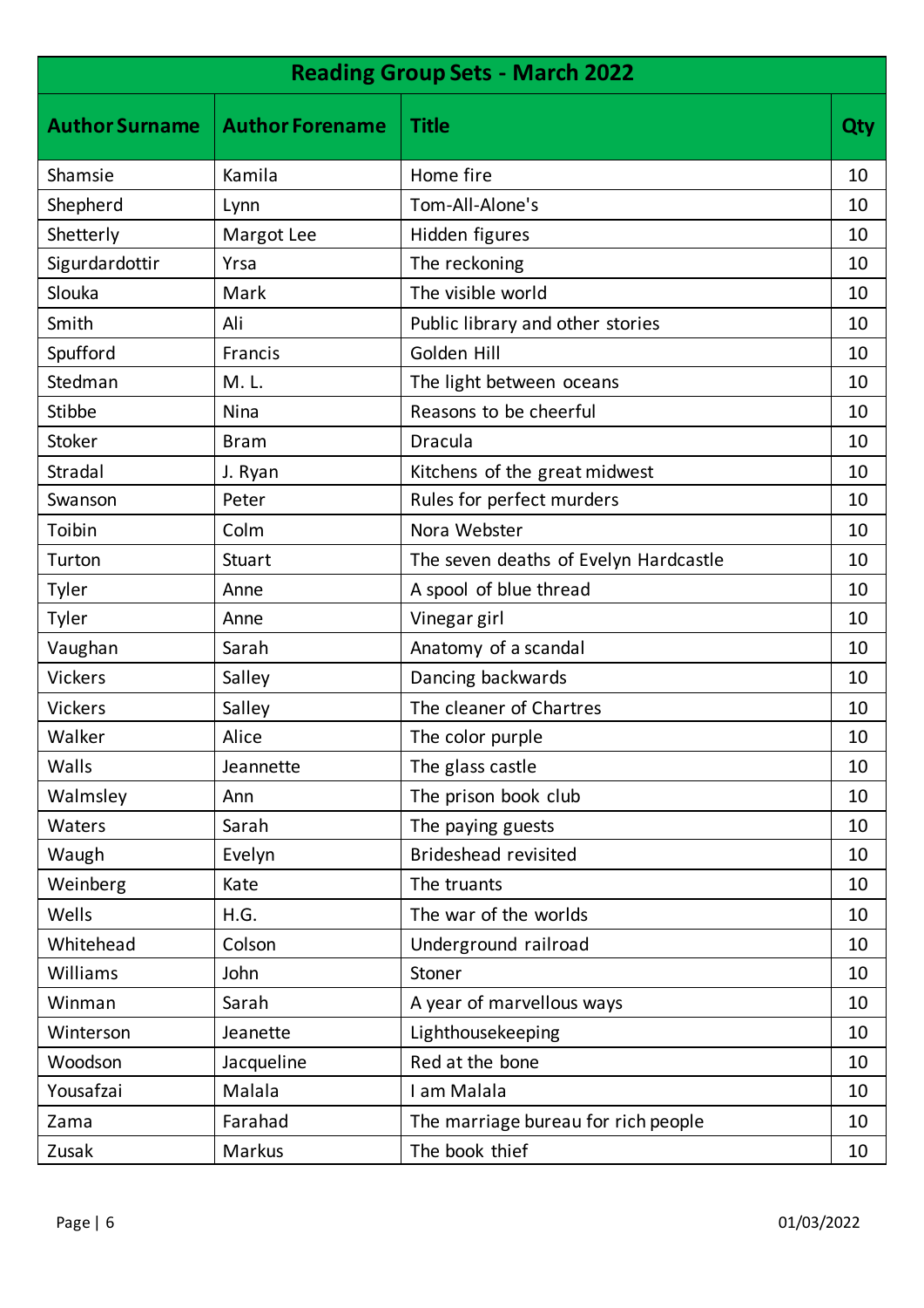| Reading Group Sets - March 2022 | | | |
|---|---|---|---|
| **Author Surname** | **Author Forename** | **Title** | **Qty** |
| Shamsie | Kamila | Home fire | 10 |
| Shepherd | Lynn | Tom-All-Alone's | 10 |
| Shetterly | Margot Lee | Hidden figures | 10 |
| Sigurdardottir | Yrsa | The reckoning | 10 |
| Slouka | Mark | The visible world | 10 |
| Smith | Ali | Public library and other stories | 10 |
| Spufford | Francis | Golden Hill | 10 |
| Stedman | M. L. | The light between oceans | 10 |
| Stibbe | Nina | Reasons to be cheerful | 10 |
| Stoker | Bram | Dracula | 10 |
| Stradal | J. Ryan | Kitchens of the great midwest | 10 |
| Swanson | Peter | Rules for perfect murders | 10 |
| Toibin | Colm | Nora Webster | 10 |
| Turton | Stuart | The seven deaths of Evelyn Hardcastle | 10 |
| Tyler | Anne | A spool of blue thread | 10 |
| Tyler | Anne | Vinegar girl | 10 |
| Vaughan | Sarah | Anatomy of a scandal | 10 |
| Vickers | Salley | Dancing backwards | 10 |
| Vickers | Salley | The cleaner of Chartres | 10 |
| Walker | Alice | The color purple | 10 |
| Walls | Jeannette | The glass castle | 10 |
| Walmsley | Ann | The prison book club | 10 |
| Waters | Sarah | The paying guests | 10 |
| Waugh | Evelyn | Brideshead revisited | 10 |
| Weinberg | Kate | The truants | 10 |
| Wells | H.G. | The war of the worlds | 10 |
| Whitehead | Colson | Underground railroad | 10 |
| Williams | John | Stoner | 10 |
| Winman | Sarah | A year of marvellous ways | 10 |
| Winterson | Jeanette | Lighthousekeeping | 10 |
| Woodson | Jacqueline | Red at the bone | 10 |
| Yousafzai | Malala | I am Malala | 10 |
| Zama | Farahad | The marriage bureau for rich people | 10 |
| Zusak | Markus | The book thief | 10 |